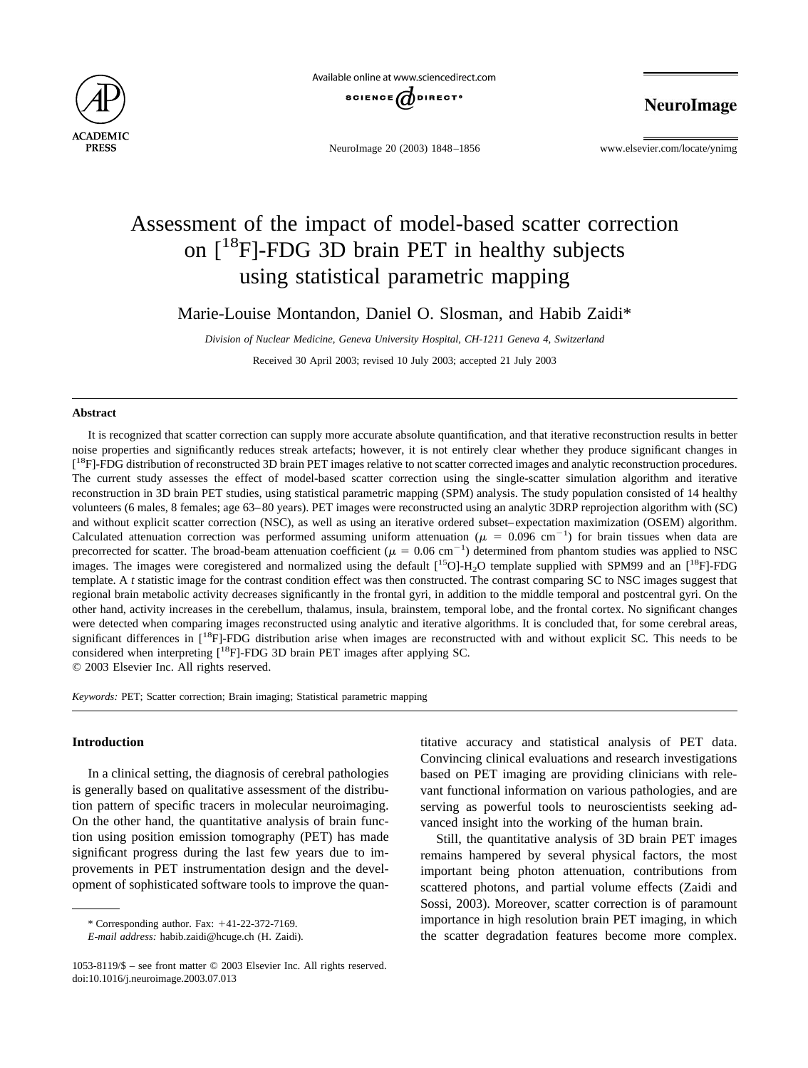Available online at www.sciencedirect.com

# Assessment of the impact of model-based scatter correction on [$^{18}$F]-FDG 3D brain PET in healthy subjects using statistical parametric mapping

Marie-Louise Montandon, Daniel O. Slosman, and Habib Zaidi*

*Division of Nuclear Medicine, Geneva University Hospital, CH-1211 Geneva 4, Switzerland*

Received 30 April 2003; revised 10 July 2003; accepted 21 July 2003

## Abstract

It is recognized that scatter correction can supply more accurate absolute quantification, and that iterative reconstruction results in better noise properties and significantly reduces streak artefacts; however, it is not entirely clear whether they produce significant changes in [$^{18}$F]-FDG distribution of reconstructed 3D brain PET images relative to not scatter corrected images and analytic reconstruction procedures. The current study assesses the effect of model-based scatter correction using the single-scatter simulation algorithm and iterative reconstruction in 3D brain PET studies, using statistical parametric mapping (SPM) analysis. The study population consisted of 14 healthy volunteers (6 males, 8 females; age 63–80 years). PET images were reconstructed using an analytic 3DRP reprojection algorithm with (SC) and without explicit scatter correction (NSC), as well as using an iterative ordered subset–expectation maximization (OSEM) algorithm. Calculated attenuation correction was performed assuming uniform attenuation ($\mu = 0.096$ cm$^{-1}$) for brain tissues when data are precorrected for scatter. The broad-beam attenuation coefficient ($\mu = 0.06$ cm$^{-1}$) determined from phantom studies was applied to NSC images. The images were coregistered and normalized using the default [$^{15}$O]-$H_2O$ template supplied with SPM99 and an [$^{18}$F]-FDG template. A *t* statistic image for the contrast condition effect was then constructed. The contrast comparing SC to NSC images suggest that regional brain metabolic activity decreases significantly in the frontal gyri, in addition to the middle temporal and postcentral gyri. On the other hand, activity increases in the cerebellum, thalamus, insula, brainstem, temporal lobe, and the frontal cortex. No significant changes were detected when comparing images reconstructed using analytic and iterative algorithms. It is concluded that, for some cerebral areas, significant differences in [$^{18}$F]-FDG distribution arise when images are reconstructed with and without explicit SC. This needs to be considered when interpreting [$^{18}$F]-FDG 3D brain PET images after applying SC.

© 2003 Elsevier Inc. All rights reserved.

*Keywords:* PET; Scatter correction; Brain imaging; Statistical parametric mapping

## Introduction

In a clinical setting, the diagnosis of cerebral pathologies is generally based on qualitative assessment of the distribution pattern of specific tracers in molecular neuroimaging. On the other hand, the quantitative analysis of brain function using position emission tomography (PET) has made significant progress during the last few years due to improvements in PET instrumentation design and the development of sophisticated software tools to improve the quantitative accuracy and statistical analysis of PET data. Convincing clinical evaluations and research investigations based on PET imaging are providing clinicians with relevant functional information on various pathologies, and are serving as powerful tools to neuroscientists seeking advanced insight into the working of the human brain.

Still, the quantitative analysis of 3D brain PET images remains hampered by several physical factors, the most important being photon attenuation, contributions from scattered photons, and partial volume effects (Zaidi and Sossi, 2003). Moreover, scatter correction is of paramount importance in high resolution brain PET imaging, in which the scatter degradation features become more complex.

* Corresponding author. Fax: +41-22-372-7169.

*E-mail address:* habib.zaidi@hcuge.ch (H. Zaidi).

1053-8119/$ – see front matter © 2003 Elsevier Inc. All rights reserved.
doi:10.1016/j.neuroimage.2003.07.013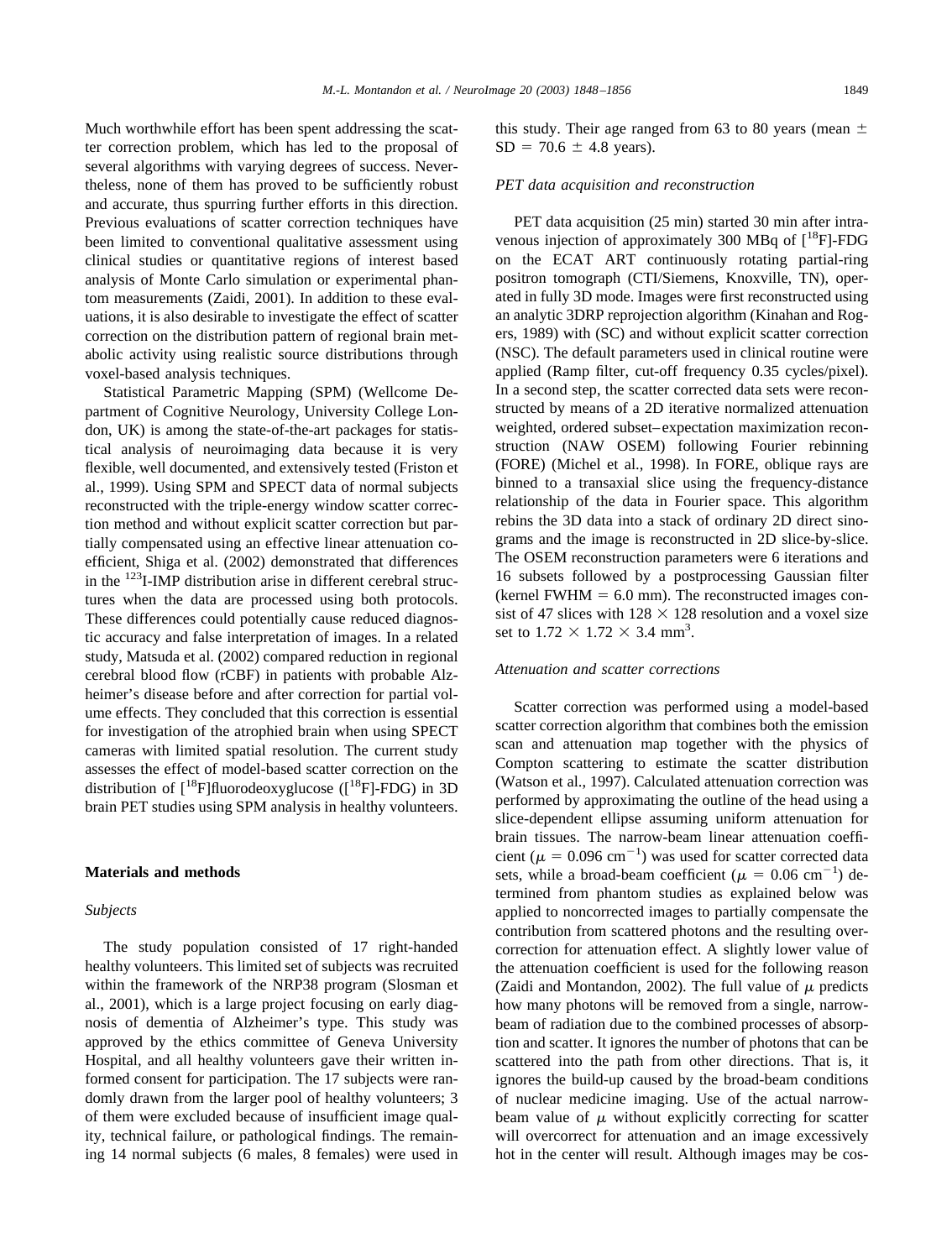Much worthwhile effort has been spent addressing the scatter correction problem, which has led to the proposal of several algorithms with varying degrees of success. Nevertheless, none of them has proved to be sufficiently robust and accurate, thus spurring further efforts in this direction. Previous evaluations of scatter correction techniques have been limited to conventional qualitative assessment using clinical studies or quantitative regions of interest based analysis of Monte Carlo simulation or experimental phantom measurements (Zaidi, 2001). In addition to these evaluations, it is also desirable to investigate the effect of scatter correction on the distribution pattern of regional brain metabolic activity using realistic source distributions through voxel-based analysis techniques.

Statistical Parametric Mapping (SPM) (Wellcome Department of Cognitive Neurology, University College London, UK) is among the state-of-the-art packages for statistical analysis of neuroimaging data because it is very flexible, well documented, and extensively tested (Friston et al., 1999). Using SPM and SPECT data of normal subjects reconstructed with the triple-energy window scatter correction method and without explicit scatter correction but partially compensated using an effective linear attenuation coefficient, Shiga et al. (2002) demonstrated that differences in the $^{123}$I-IMP distribution arise in different cerebral structures when the data are processed using both protocols. These differences could potentially cause reduced diagnostic accuracy and false interpretation of images. In a related study, Matsuda et al. (2002) compared reduction in regional cerebral blood flow (rCBF) in patients with probable Alzheimer's disease before and after correction for partial volume effects. They concluded that this correction is essential for investigation of the atrophied brain when using SPECT cameras with limited spatial resolution. The current study assesses the effect of model-based scatter correction on the distribution of [$^{18}$F]fluorodeoxyglucose ([$^{18}$F]-FDG) in 3D brain PET studies using SPM analysis in healthy volunteers.

## Materials and methods

### Subjects

The study population consisted of 17 right-handed healthy volunteers. This limited set of subjects was recruited within the framework of the NRP38 program (Slosman et al., 2001), which is a large project focusing on early diagnosis of dementia of Alzheimer's type. This study was approved by the ethics committee of Geneva University Hospital, and all healthy volunteers gave their written informed consent for participation. The 17 subjects were randomly drawn from the larger pool of healthy volunteers; 3 of them were excluded because of insufficient image quality, technical failure, or pathological findings. The remaining 14 normal subjects (6 males, 8 females) were used in this study. Their age ranged from 63 to 80 years (mean $\pm$ SD $= 70.6 \pm 4.8$ years).

### PET data acquisition and reconstruction

PET data acquisition (25 min) started 30 min after intravenous injection of approximately 300 MBq of [$^{18}$F]-FDG on the ECAT ART continuously rotating partial-ring positron tomograph (CTI/Siemens, Knoxville, TN), operated in fully 3D mode. Images were first reconstructed using an analytic 3DRP reprojection algorithm (Kinahan and Rogers, 1989) with (SC) and without explicit scatter correction (NSC). The default parameters used in clinical routine were applied (Ramp filter, cut-off frequency 0.35 cycles/pixel). In a second step, the scatter corrected data sets were reconstructed by means of a 2D iterative normalized attenuation weighted, ordered subset–expectation maximization reconstruction (NAW OSEM) following Fourier rebinning (FORE) (Michel et al., 1998). In FORE, oblique rays are binned to a transaxial slice using the frequency-distance relationship of the data in Fourier space. This algorithm rebins the 3D data into a stack of ordinary 2D direct sinograms and the image is reconstructed in 2D slice-by-slice. The OSEM reconstruction parameters were 6 iterations and 16 subsets followed by a postprocessing Gaussian filter (kernel FWHM $= 6.0$ mm). The reconstructed images consist of 47 slices with $128 \times 128$ resolution and a voxel size set to $1.72 \times 1.72 \times 3.4$ mm$^3$.

### Attenuation and scatter corrections

Scatter correction was performed using a model-based scatter correction algorithm that combines both the emission scan and attenuation map together with the physics of Compton scattering to estimate the scatter distribution (Watson et al., 1997). Calculated attenuation correction was performed by approximating the outline of the head using a slice-dependent ellipse assuming uniform attenuation for brain tissues. The narrow-beam linear attenuation coefficient ($\mu = 0.096$ cm$^{-1}$) was used for scatter corrected data sets, while a broad-beam coefficient ($\mu = 0.06$ cm$^{-1}$) determined from phantom studies as explained below was applied to noncorrected images to partially compensate the contribution from scattered photons and the resulting overcorrection for attenuation effect. A slightly lower value of the attenuation coefficient is used for the following reason (Zaidi and Montandon, 2002). The full value of $\mu$ predicts how many photons will be removed from a single, narrow-beam of radiation due to the combined processes of absorption and scatter. It ignores the number of photons that can be scattered into the path from other directions. That is, it ignores the build-up caused by the broad-beam conditions of nuclear medicine imaging. Use of the actual narrow-beam value of $\mu$ without explicitly correcting for scatter will overcorrect for attenuation and an image excessively hot in the center will result. Although images may be cos-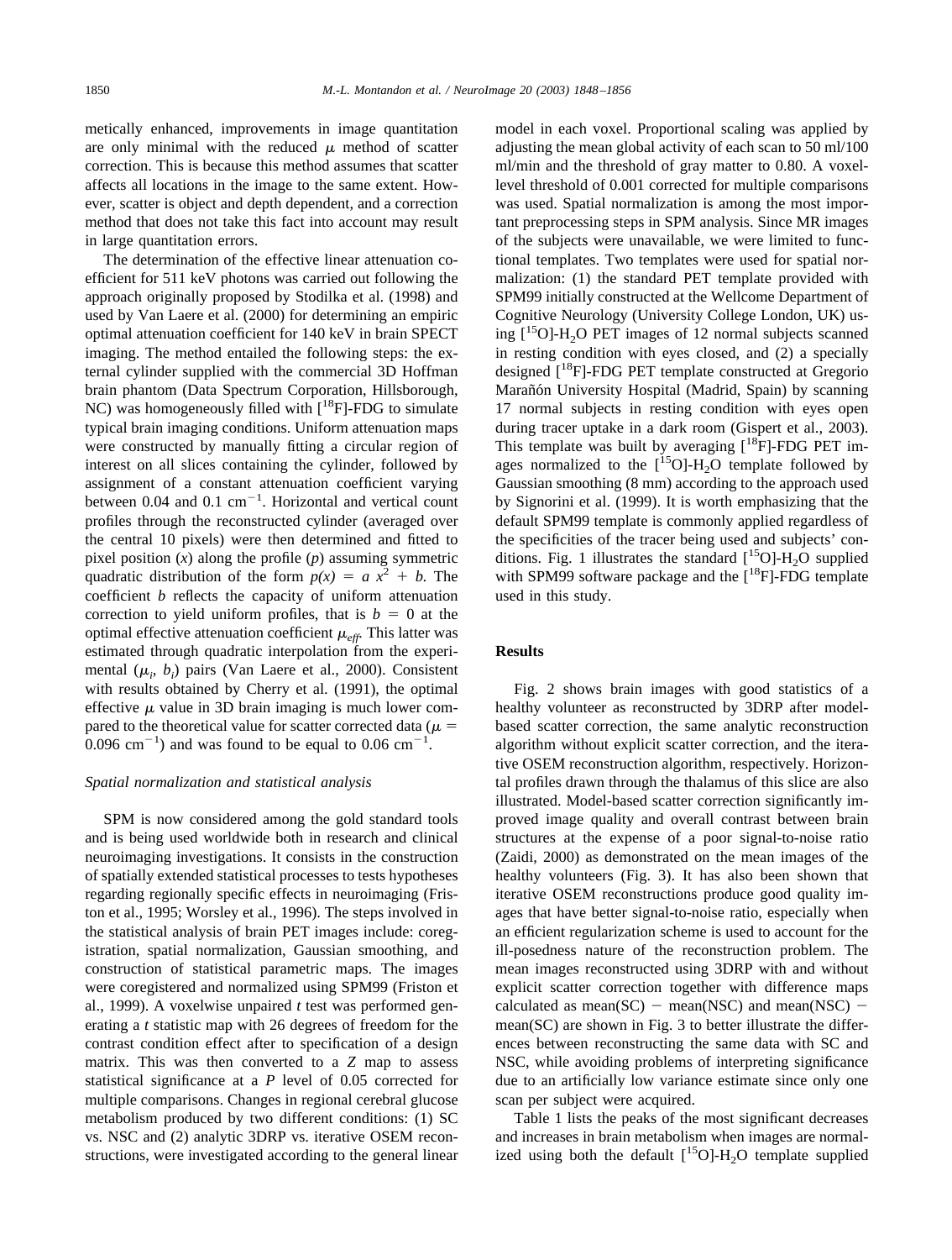metically enhanced, improvements in image quantitation are only minimal with the reduced $\mu$ method of scatter correction. This is because this method assumes that scatter affects all locations in the image to the same extent. However, scatter is object and depth dependent, and a correction method that does not take this fact into account may result in large quantitation errors.

The determination of the effective linear attenuation coefficient for 511 keV photons was carried out following the approach originally proposed by Stodilka et al. (1998) and used by Van Laere et al. (2000) for determining an empiric optimal attenuation coefficient for 140 keV in brain SPECT imaging. The method entailed the following steps: the external cylinder supplied with the commercial 3D Hoffman brain phantom (Data Spectrum Corporation, Hillsborough, NC) was homogeneously filled with [$^{18}$F]-FDG to simulate typical brain imaging conditions. Uniform attenuation maps were constructed by manually fitting a circular region of interest on all slices containing the cylinder, followed by assignment of a constant attenuation coefficient varying between 0.04 and 0.1 cm$^{-1}$. Horizontal and vertical count profiles through the reconstructed cylinder (averaged over the central 10 pixels) were then determined and fitted to pixel position ($x$) along the profile ($p$) assuming symmetric quadratic distribution of the form $p(x) = a\,x^2 + b$. The coefficient $b$ reflects the capacity of uniform attenuation correction to yield uniform profiles, that is $b = 0$ at the optimal effective attenuation coefficient $\mu_{eff}$. This latter was estimated through quadratic interpolation from the experimental ($\mu_i$, $b_i$) pairs (Van Laere et al., 2000). Consistent with results obtained by Cherry et al. (1991), the optimal effective $\mu$ value in 3D brain imaging is much lower compared to the theoretical value for scatter corrected data ($\mu$ = 0.096 cm$^{-1}$) and was found to be equal to 0.06 cm$^{-1}$.

### *Spatial normalization and statistical analysis*

SPM is now considered among the gold standard tools and is being used worldwide both in research and clinical neuroimaging investigations. It consists in the construction of spatially extended statistical processes to tests hypotheses regarding regionally specific effects in neuroimaging (Friston et al., 1995; Worsley et al., 1996). The steps involved in the statistical analysis of brain PET images include: coregistration, spatial normalization, Gaussian smoothing, and construction of statistical parametric maps. The images were coregistered and normalized using SPM99 (Friston et al., 1999). A voxelwise unpaired $t$ test was performed generating a $t$ statistic map with 26 degrees of freedom for the contrast condition effect after to specification of a design matrix. This was then converted to a $Z$ map to assess statistical significance at a $P$ level of 0.05 corrected for multiple comparisons. Changes in regional cerebral glucose metabolism produced by two different conditions: (1) SC vs. NSC and (2) analytic 3DRP vs. iterative OSEM reconstructions, were investigated according to the general linear model in each voxel. Proportional scaling was applied by adjusting the mean global activity of each scan to 50 ml/100 ml/min and the threshold of gray matter to 0.80. A voxel-level threshold of 0.001 corrected for multiple comparisons was used. Spatial normalization is among the most important preprocessing steps in SPM analysis. Since MR images of the subjects were unavailable, we were limited to functional templates. Two templates were used for spatial normalization: (1) the standard PET template provided with SPM99 initially constructed at the Wellcome Department of Cognitive Neurology (University College London, UK) using [$^{15}$O]-$H_2O$ PET images of 12 normal subjects scanned in resting condition with eyes closed, and (2) a specially designed [$^{18}$F]-FDG PET template constructed at Gregorio Marañón University Hospital (Madrid, Spain) by scanning 17 normal subjects in resting condition with eyes open during tracer uptake in a dark room (Gispert et al., 2003). This template was built by averaging [$^{18}$F]-FDG PET images normalized to the [$^{15}$O]-$H_2O$ template followed by Gaussian smoothing (8 mm) according to the approach used by Signorini et al. (1999). It is worth emphasizing that the default SPM99 template is commonly applied regardless of the specificities of the tracer being used and subjects' conditions. Fig. 1 illustrates the standard [$^{15}$O]-$H_2O$ supplied with SPM99 software package and the [$^{18}$F]-FDG template used in this study.

## Results

Fig. 2 shows brain images with good statistics of a healthy volunteer as reconstructed by 3DRP after model-based scatter correction, the same analytic reconstruction algorithm without explicit scatter correction, and the iterative OSEM reconstruction algorithm, respectively. Horizontal profiles drawn through the thalamus of this slice are also illustrated. Model-based scatter correction significantly improved image quality and overall contrast between brain structures at the expense of a poor signal-to-noise ratio (Zaidi, 2000) as demonstrated on the mean images of the healthy volunteers (Fig. 3). It has also been shown that iterative OSEM reconstructions produce good quality images that have better signal-to-noise ratio, especially when an efficient regularization scheme is used to account for the ill-posedness nature of the reconstruction problem. The mean images reconstructed using 3DRP with and without explicit scatter correction together with difference maps calculated as mean(SC) − mean(NSC) and mean(NSC) − mean(SC) are shown in Fig. 3 to better illustrate the differences between reconstructing the same data with SC and NSC, while avoiding problems of interpreting significance due to an artificially low variance estimate since only one scan per subject were acquired.

Table 1 lists the peaks of the most significant decreases and increases in brain metabolism when images are normalized using both the default [$^{15}$O]-$H_2O$ template supplied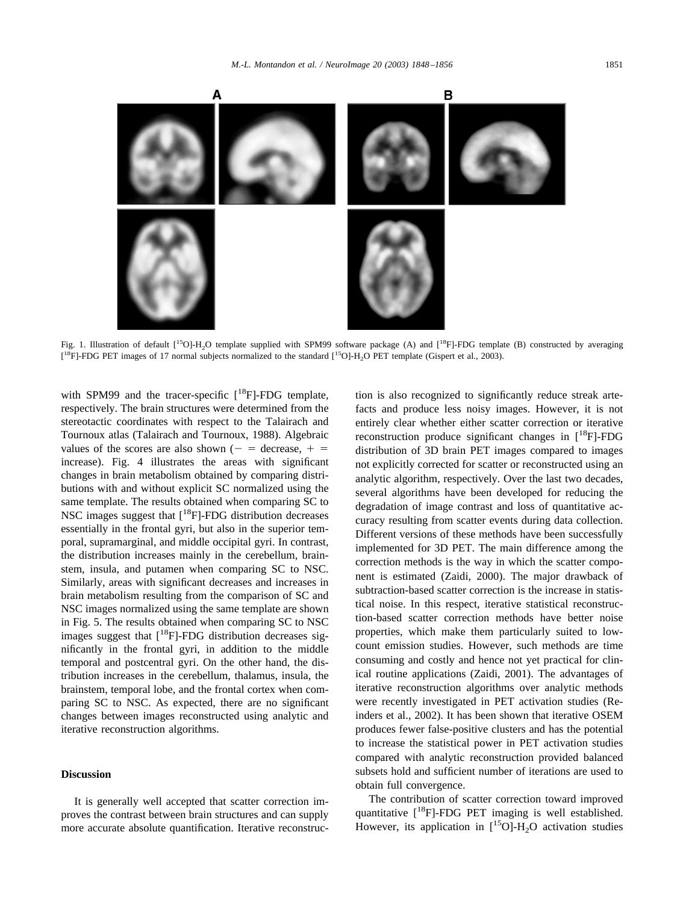Fig. 1. Illustration of default [$^{15}$O]-$H_2O$ template supplied with SPM99 software package (A) and [$^{18}$F]-FDG template (B) constructed by averaging [$^{18}$F]-FDG PET images of 17 normal subjects normalized to the standard [$^{15}$O]-$H_2O$ PET template (Gispert et al., 2003).

with SPM99 and the tracer-specific [$^{18}$F]-FDG template, respectively. The brain structures were determined from the stereotactic coordinates with respect to the Talairach and Tournoux atlas (Talairach and Tournoux, 1988). Algebraic values of the scores are also shown (− = decrease, + = increase). Fig. 4 illustrates the areas with significant changes in brain metabolism obtained by comparing distributions with and without explicit SC normalized using the same template. The results obtained when comparing SC to NSC images suggest that [$^{18}$F]-FDG distribution decreases essentially in the frontal gyri, but also in the superior temporal, supramarginal, and middle occipital gyri. In contrast, the distribution increases mainly in the cerebellum, brainstem, insula, and putamen when comparing SC to NSC. Similarly, areas with significant decreases and increases in brain metabolism resulting from the comparison of SC and NSC images normalized using the same template are shown in Fig. 5. The results obtained when comparing SC to NSC images suggest that [$^{18}$F]-FDG distribution decreases significantly in the frontal gyri, in addition to the middle temporal and postcentral gyri. On the other hand, the distribution increases in the cerebellum, thalamus, insula, the brainstem, temporal lobe, and the frontal cortex when comparing SC to NSC. As expected, there are no significant changes between images reconstructed using analytic and iterative reconstruction algorithms.

## Discussion

It is generally well accepted that scatter correction improves the contrast between brain structures and can supply more accurate absolute quantification. Iterative reconstruction is also recognized to significantly reduce streak artefacts and produce less noisy images. However, it is not entirely clear whether either scatter correction or iterative reconstruction produce significant changes in [$^{18}$F]-FDG distribution of 3D brain PET images compared to images not explicitly corrected for scatter or reconstructed using an analytic algorithm, respectively. Over the last two decades, several algorithms have been developed for reducing the degradation of image contrast and loss of quantitative accuracy resulting from scatter events during data collection. Different versions of these methods have been successfully implemented for 3D PET. The main difference among the correction methods is the way in which the scatter component is estimated (Zaidi, 2000). The major drawback of subtraction-based scatter correction is the increase in statistical noise. In this respect, iterative statistical reconstruction-based scatter correction methods have better noise properties, which make them particularly suited to low-count emission studies. However, such methods are time consuming and costly and hence not yet practical for clinical routine applications (Zaidi, 2001). The advantages of iterative reconstruction algorithms over analytic methods were recently investigated in PET activation studies (Reinders et al., 2002). It has been shown that iterative OSEM produces fewer false-positive clusters and has the potential to increase the statistical power in PET activation studies compared with analytic reconstruction provided balanced subsets hold and sufficient number of iterations are used to obtain full convergence.

The contribution of scatter correction toward improved quantitative [$^{18}$F]-FDG PET imaging is well established. However, its application in [$^{15}$O]-$H_2O$ activation studies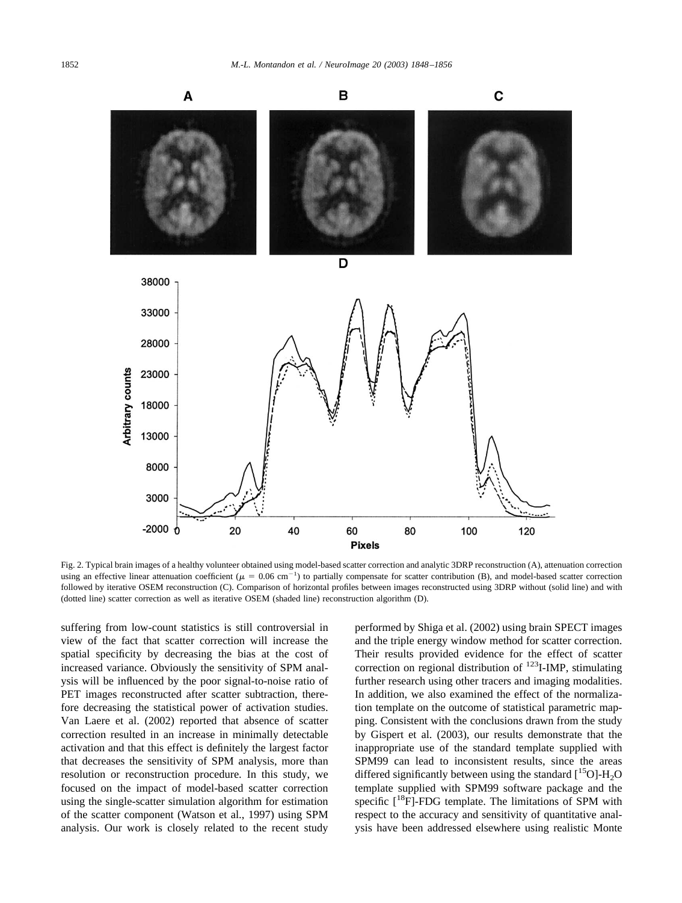Fig. 2. Typical brain images of a healthy volunteer obtained using model-based scatter correction and analytic 3DRP reconstruction (A), attenuation correction using an effective linear attenuation coefficient ($\mu$ = 0.06 cm$^{-1}$) to partially compensate for scatter contribution (B), and model-based scatter correction followed by iterative OSEM reconstruction (C). Comparison of horizontal profiles between images reconstructed using 3DRP without (solid line) and with (dotted line) scatter correction as well as iterative OSEM (shaded line) reconstruction algorithm (D).

suffering from low-count statistics is still controversial in view of the fact that scatter correction will increase the spatial specificity by decreasing the bias at the cost of increased variance. Obviously the sensitivity of SPM analysis will be influenced by the poor signal-to-noise ratio of PET images reconstructed after scatter subtraction, therefore decreasing the statistical power of activation studies. Van Laere et al. (2002) reported that absence of scatter correction resulted in an increase in minimally detectable activation and that this effect is definitely the largest factor that decreases the sensitivity of SPM analysis, more than resolution or reconstruction procedure. In this study, we focused on the impact of model-based scatter correction using the single-scatter simulation algorithm for estimation of the scatter component (Watson et al., 1997) using SPM analysis. Our work is closely related to the recent study performed by Shiga et al. (2002) using brain SPECT images and the triple energy window method for scatter correction. Their results provided evidence for the effect of scatter correction on regional distribution of $^{123}$I-IMP, stimulating further research using other tracers and imaging modalities. In addition, we also examined the effect of the normalization template on the outcome of statistical parametric mapping. Consistent with the conclusions drawn from the study by Gispert et al. (2003), our results demonstrate that the inappropriate use of the standard template supplied with SPM99 can lead to inconsistent results, since the areas differed significantly between using the standard [$^{15}$O]-$H_2O$ template supplied with SPM99 software package and the specific [$^{18}$F]-FDG template. The limitations of SPM with respect to the accuracy and sensitivity of quantitative analysis have been addressed elsewhere using realistic Monte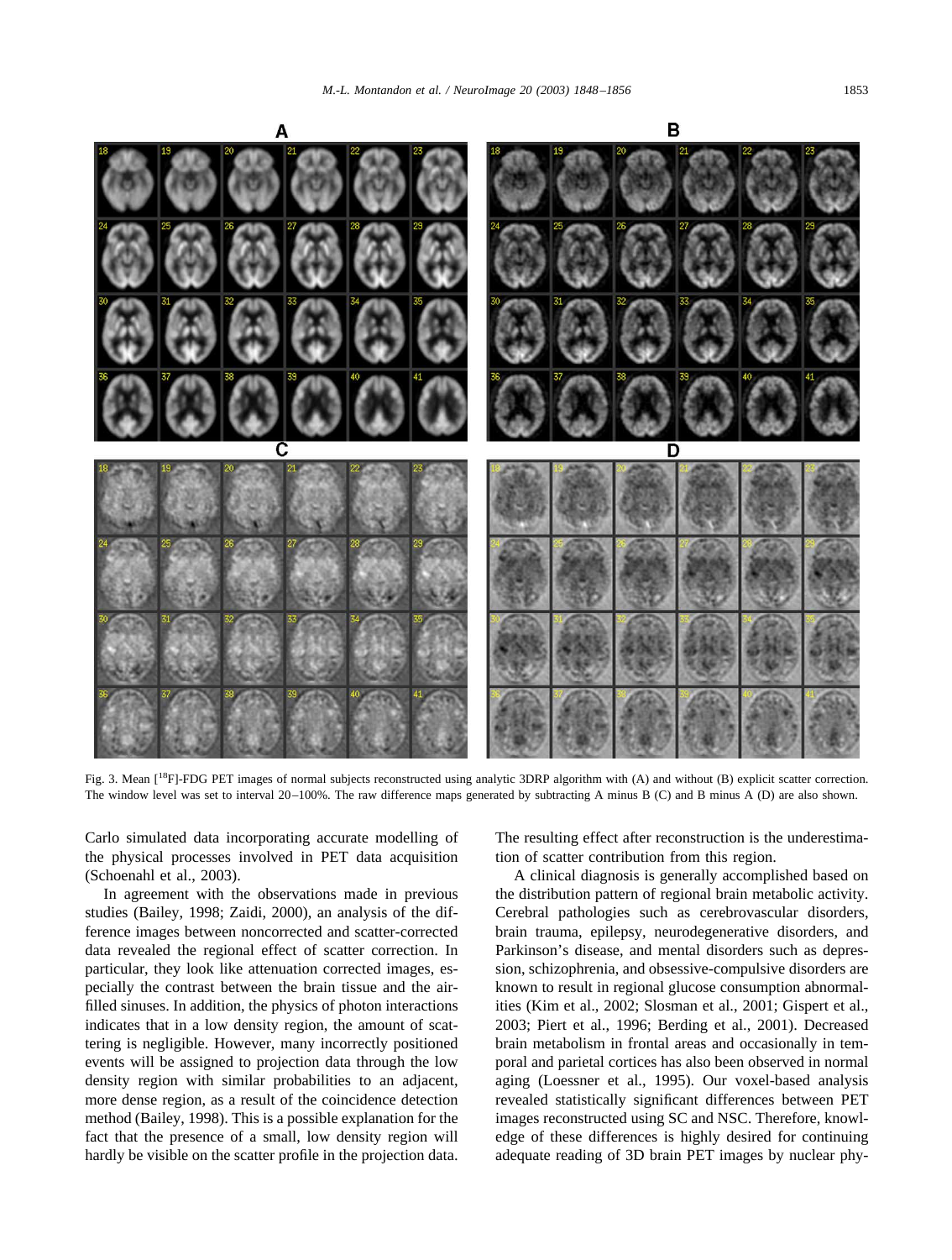Fig. 3. Mean [$^{18}$F]-FDG PET images of normal subjects reconstructed using analytic 3DRP algorithm with (A) and without (B) explicit scatter correction. The window level was set to interval 20–100%. The raw difference maps generated by subtracting A minus B (C) and B minus A (D) are also shown.

Carlo simulated data incorporating accurate modelling of the physical processes involved in PET data acquisition (Schoenahl et al., 2003).

In agreement with the observations made in previous studies (Bailey, 1998; Zaidi, 2000), an analysis of the difference images between noncorrected and scatter-corrected data revealed the regional effect of scatter correction. In particular, they look like attenuation corrected images, especially the contrast between the brain tissue and the air-filled sinuses. In addition, the physics of photon interactions indicates that in a low density region, the amount of scattering is negligible. However, many incorrectly positioned events will be assigned to projection data through the low density region with similar probabilities to an adjacent, more dense region, as a result of the coincidence detection method (Bailey, 1998). This is a possible explanation for the fact that the presence of a small, low density region will hardly be visible on the scatter profile in the projection data. The resulting effect after reconstruction is the underestimation of scatter contribution from this region.

A clinical diagnosis is generally accomplished based on the distribution pattern of regional brain metabolic activity. Cerebral pathologies such as cerebrovascular disorders, brain trauma, epilepsy, neurodegenerative disorders, and Parkinson's disease, and mental disorders such as depression, schizophrenia, and obsessive-compulsive disorders are known to result in regional glucose consumption abnormalities (Kim et al., 2002; Slosman et al., 2001; Gispert et al., 2003; Piert et al., 1996; Berding et al., 2001). Decreased brain metabolism in frontal areas and occasionally in temporal and parietal cortices has also been observed in normal aging (Loessner et al., 1995). Our voxel-based analysis revealed statistically significant differences between PET images reconstructed using SC and NSC. Therefore, knowledge of these differences is highly desired for continuing adequate reading of 3D brain PET images by nuclear phy-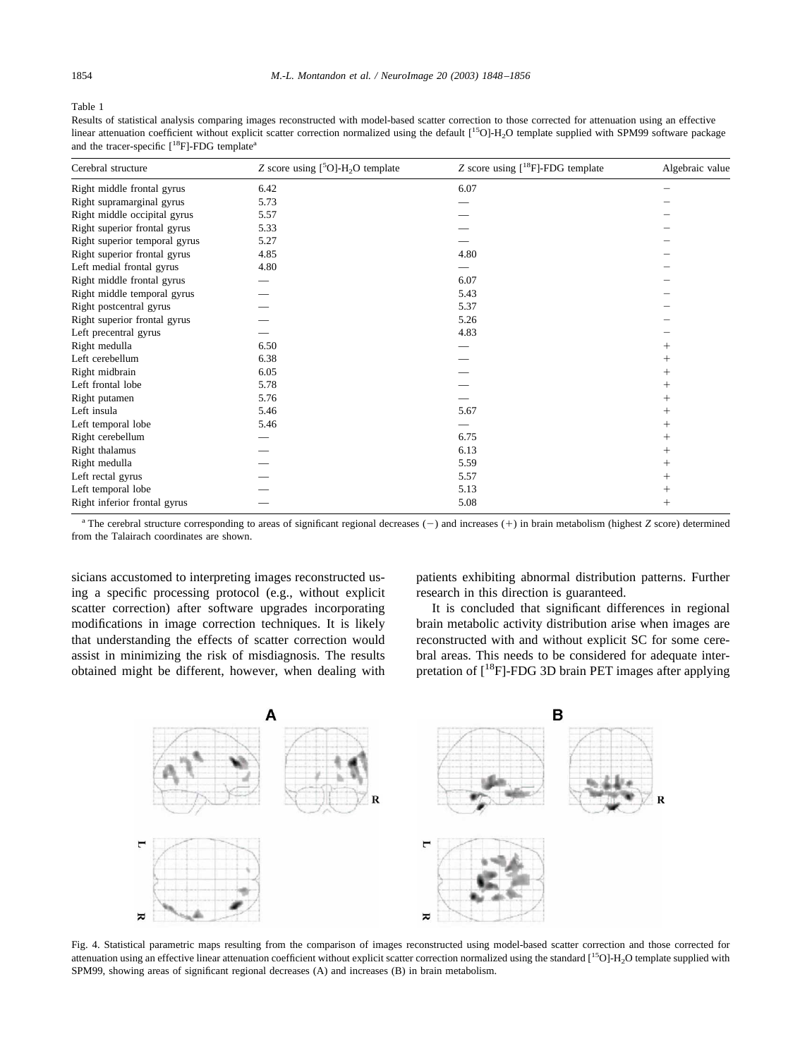Table 1

Results of statistical analysis comparing images reconstructed with model-based scatter correction to those corrected for attenuation using an effective linear attenuation coefficient without explicit scatter correction normalized using the default [$^{15}$O]-$H_2O$ template supplied with SPM99 software package and the tracer-specific [$^{18}$F]-FDG template[a]

| Cerebral structure | *Z* score using [$^{5}$O]-$H_2O$ template | *Z* score using [$^{18}$F]-FDG template | Algebraic value |
|---|---|---|---|
| Right middle frontal gyrus | 6.42 | 6.07 | − |
| Right supramarginal gyrus | 5.73 | — | − |
| Right middle occipital gyrus | 5.57 | — | − |
| Right superior frontal gyrus | 5.33 | — | − |
| Right superior temporal gyrus | 5.27 | — | − |
| Right superior frontal gyrus | 4.85 | 4.80 | − |
| Left medial frontal gyrus | 4.80 | — | − |
| Right middle frontal gyrus | — | 6.07 | − |
| Right middle temporal gyrus | — | 5.43 | − |
| Right postcentral gyrus | — | 5.37 | − |
| Right superior frontal gyrus | — | 5.26 | − |
| Left precentral gyrus | — | 4.83 | − |
| Right medulla | 6.50 | — | + |
| Left cerebellum | 6.38 | — | + |
| Right midbrain | 6.05 | — | + |
| Left frontal lobe | 5.78 | — | + |
| Right putamen | 5.76 | — | + |
| Left insula | 5.46 | 5.67 | + |
| Left temporal lobe | 5.46 | — | + |
| Right cerebellum | — | 6.75 | + |
| Right thalamus | — | 6.13 | + |
| Right medulla | — | 5.59 | + |
| Left rectal gyrus | — | 5.57 | + |
| Left temporal lobe | — | 5.13 | + |
| Right inferior frontal gyrus | — | 5.08 | + |

[a] The cerebral structure corresponding to areas of significant regional decreases (−) and increases (+) in brain metabolism (highest *Z* score) determined from the Talairach coordinates are shown.

sicians accustomed to interpreting images reconstructed using a specific processing protocol (e.g., without explicit scatter correction) after software upgrades incorporating modifications in image correction techniques. It is likely that understanding the effects of scatter correction would assist in minimizing the risk of misdiagnosis. The results obtained might be different, however, when dealing with patients exhibiting abnormal distribution patterns. Further research in this direction is guaranteed.

It is concluded that significant differences in regional brain metabolic activity distribution arise when images are reconstructed with and without explicit SC for some cerebral areas. This needs to be considered for adequate interpretation of [$^{18}$F]-FDG 3D brain PET images after applying

Fig. 4. Statistical parametric maps resulting from the comparison of images reconstructed using model-based scatter correction and those corrected for attenuation using an effective linear attenuation coefficient without explicit scatter correction normalized using the standard [$^{15}$O]-$H_2O$ template supplied with SPM99, showing areas of significant regional decreases (A) and increases (B) in brain metabolism.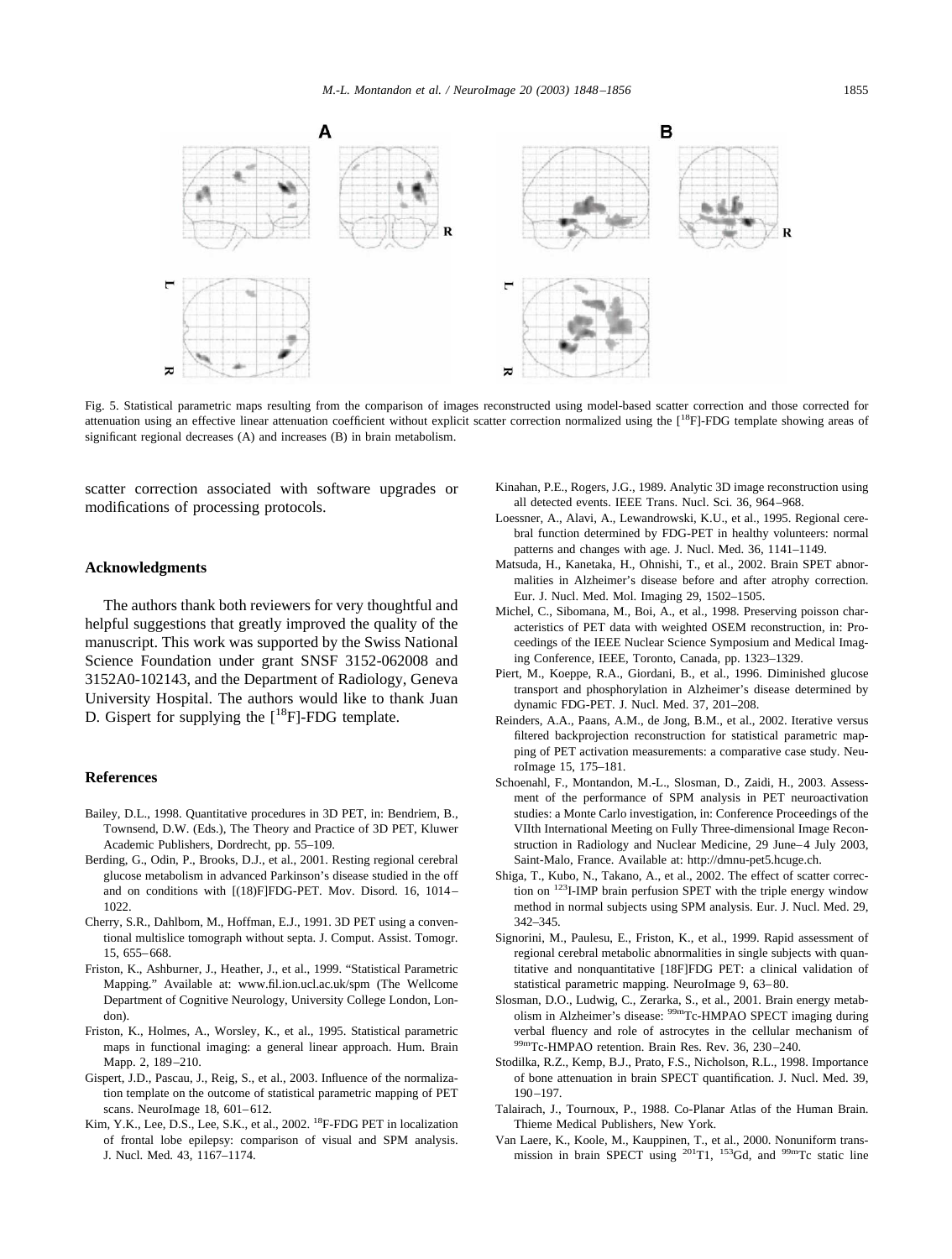Fig. 5. Statistical parametric maps resulting from the comparison of images reconstructed using model-based scatter correction and those corrected for attenuation using an effective linear attenuation coefficient without explicit scatter correction normalized using the [$^{18}$F]-FDG template showing areas of significant regional decreases (A) and increases (B) in brain metabolism.

scatter correction associated with software upgrades or modifications of processing protocols.

## Acknowledgments

The authors thank both reviewers for very thoughtful and helpful suggestions that greatly improved the quality of the manuscript. This work was supported by the Swiss National Science Foundation under grant SNSF 3152-062008 and 3152A0-102143, and the Department of Radiology, Geneva University Hospital. The authors would like to thank Juan D. Gispert for supplying the [$^{18}$F]-FDG template.

## References

Bailey, D.L., 1998. Quantitative procedures in 3D PET, in: Bendriem, B., Townsend, D.W. (Eds.), The Theory and Practice of 3D PET, Kluwer Academic Publishers, Dordrecht, pp. 55–109.

Berding, G., Odin, P., Brooks, D.J., et al., 2001. Resting regional cerebral glucose metabolism in advanced Parkinson's disease studied in the off and on conditions with [(18)F]FDG-PET. Mov. Disord. 16, 1014–1022.

Cherry, S.R., Dahlbom, M., Hoffman, E.J., 1991. 3D PET using a conventional multislice tomograph without septa. J. Comput. Assist. Tomogr. 15, 655–668.

Friston, K., Ashburner, J., Heather, J., et al., 1999. "Statistical Parametric Mapping." Available at: www.fil.ion.ucl.ac.uk/spm (The Wellcome Department of Cognitive Neurology, University College London, London).

Friston, K., Holmes, A., Worsley, K., et al., 1995. Statistical parametric maps in functional imaging: a general linear approach. Hum. Brain Mapp. 2, 189–210.

Gispert, J.D., Pascau, J., Reig, S., et al., 2003. Influence of the normalization template on the outcome of statistical parametric mapping of PET scans. NeuroImage 18, 601–612.

Kim, Y.K., Lee, D.S., Lee, S.K., et al., 2002. $^{18}$F-FDG PET in localization of frontal lobe epilepsy: comparison of visual and SPM analysis. J. Nucl. Med. 43, 1167–1174.

Kinahan, P.E., Rogers, J.G., 1989. Analytic 3D image reconstruction using all detected events. IEEE Trans. Nucl. Sci. 36, 964–968.

Loessner, A., Alavi, A., Lewandrowski, K.U., et al., 1995. Regional cerebral function determined by FDG-PET in healthy volunteers: normal patterns and changes with age. J. Nucl. Med. 36, 1141–1149.

Matsuda, H., Kanetaka, H., Ohnishi, T., et al., 2002. Brain SPET abnormalities in Alzheimer's disease before and after atrophy correction. Eur. J. Nucl. Med. Mol. Imaging 29, 1502–1505.

Michel, C., Sibomana, M., Boi, A., et al., 1998. Preserving poisson characteristics of PET data with weighted OSEM reconstruction, in: Proceedings of the IEEE Nuclear Science Symposium and Medical Imaging Conference, IEEE, Toronto, Canada, pp. 1323–1329.

Piert, M., Koeppe, R.A., Giordani, B., et al., 1996. Diminished glucose transport and phosphorylation in Alzheimer's disease determined by dynamic FDG-PET. J. Nucl. Med. 37, 201–208.

Reinders, A.A., Paans, A.M., de Jong, B.M., et al., 2002. Iterative versus filtered backprojection reconstruction for statistical parametric mapping of PET activation measurements: a comparative case study. NeuroImage 15, 175–181.

Schoenahl, F., Montandon, M.-L., Slosman, D., Zaidi, H., 2003. Assessment of the performance of SPM analysis in PET neuroactivation studies: a Monte Carlo investigation, in: Conference Proceedings of the VIIth International Meeting on Fully Three-dimensional Image Reconstruction in Radiology and Nuclear Medicine, 29 June–4 July 2003, Saint-Malo, France. Available at: http://dmnu-pet5.hcuge.ch.

Shiga, T., Kubo, N., Takano, A., et al., 2002. The effect of scatter correction on $^{123}$I-IMP brain perfusion SPET with the triple energy window method in normal subjects using SPM analysis. Eur. J. Nucl. Med. 29, 342–345.

Signorini, M., Paulesu, E., Friston, K., et al., 1999. Rapid assessment of regional cerebral metabolic abnormalities in single subjects with quantitative and nonquantitative [18F]FDG PET: a clinical validation of statistical parametric mapping. NeuroImage 9, 63–80.

Slosman, D.O., Ludwig, C., Zerarka, S., et al., 2001. Brain energy metabolism in Alzheimer's disease: $^{99m}$Tc-HMPAO SPECT imaging during verbal fluency and role of astrocytes in the cellular mechanism of $^{99m}$Tc-HMPAO retention. Brain Res. Rev. 36, 230–240.

Stodilka, R.Z., Kemp, B.J., Prato, F.S., Nicholson, R.L., 1998. Importance of bone attenuation in brain SPECT quantification. J. Nucl. Med. 39, 190–197.

Talairach, J., Tournoux, P., 1988. Co-Planar Atlas of the Human Brain. Thieme Medical Publishers, New York.

Van Laere, K., Koole, M., Kauppinen, T., et al., 2000. Nonuniform transmission in brain SPECT using $^{201}$Tl, $^{153}$Gd, and $^{99m}$Tc static line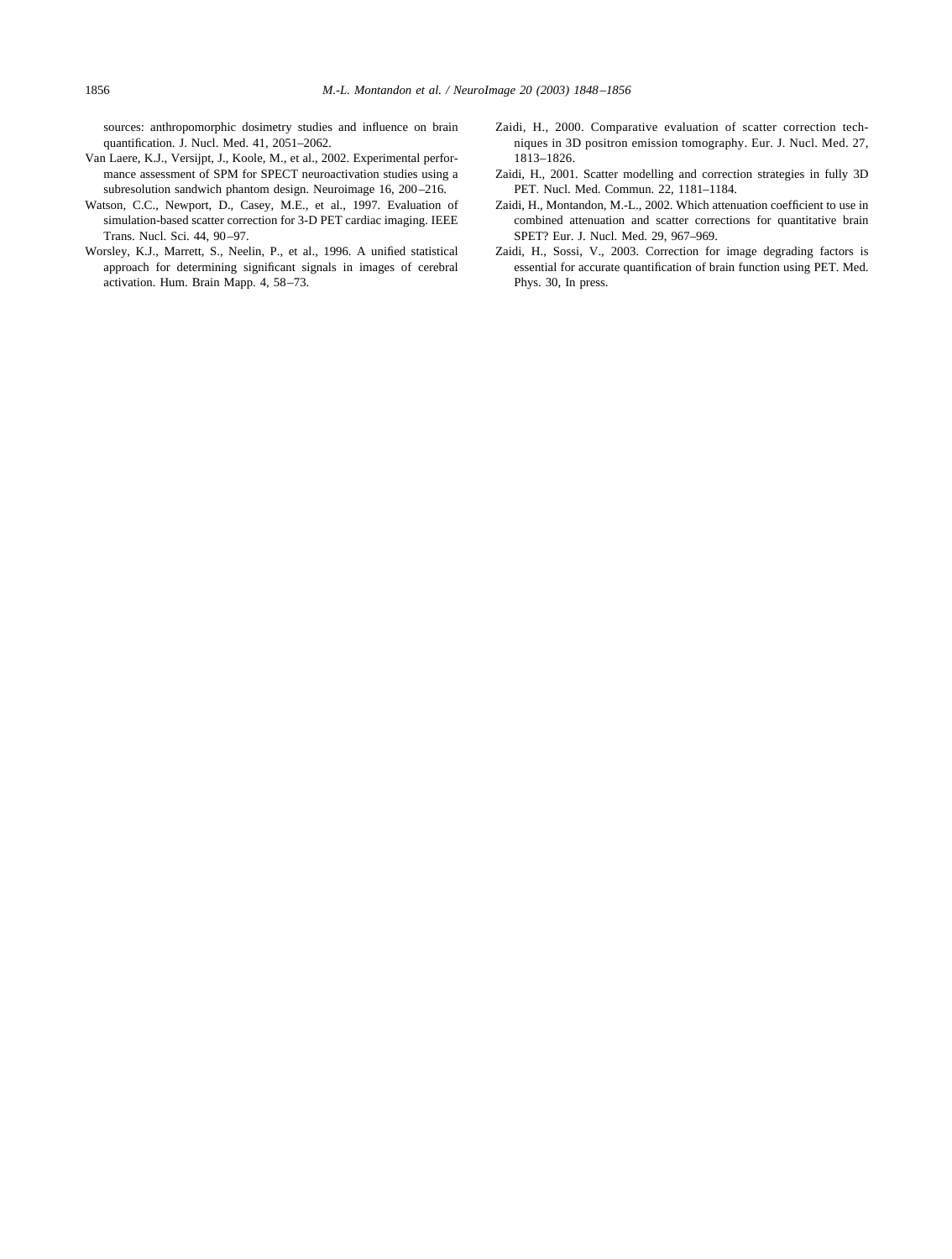sources: anthropomorphic dosimetry studies and influence on brain quantification. J. Nucl. Med. 41, 2051–2062.

Van Laere, K.J., Versijpt, J., Koole, M., et al., 2002. Experimental performance assessment of SPM for SPECT neuroactivation studies using a subresolution sandwich phantom design. Neuroimage 16, 200–216.

Watson, C.C., Newport, D., Casey, M.E., et al., 1997. Evaluation of simulation-based scatter correction for 3-D PET cardiac imaging. IEEE Trans. Nucl. Sci. 44, 90–97.

Worsley, K.J., Marrett, S., Neelin, P., et al., 1996. A unified statistical approach for determining significant signals in images of cerebral activation. Hum. Brain Mapp. 4, 58–73.

Zaidi, H., 2000. Comparative evaluation of scatter correction techniques in 3D positron emission tomography. Eur. J. Nucl. Med. 27, 1813–1826.

Zaidi, H., 2001. Scatter modelling and correction strategies in fully 3D PET. Nucl. Med. Commun. 22, 1181–1184.

Zaidi, H., Montandon, M.-L., 2002. Which attenuation coefficient to use in combined attenuation and scatter corrections for quantitative brain SPET? Eur. J. Nucl. Med. 29, 967–969.

Zaidi, H., Sossi, V., 2003. Correction for image degrading factors is essential for accurate quantification of brain function using PET. Med. Phys. 30, In press.